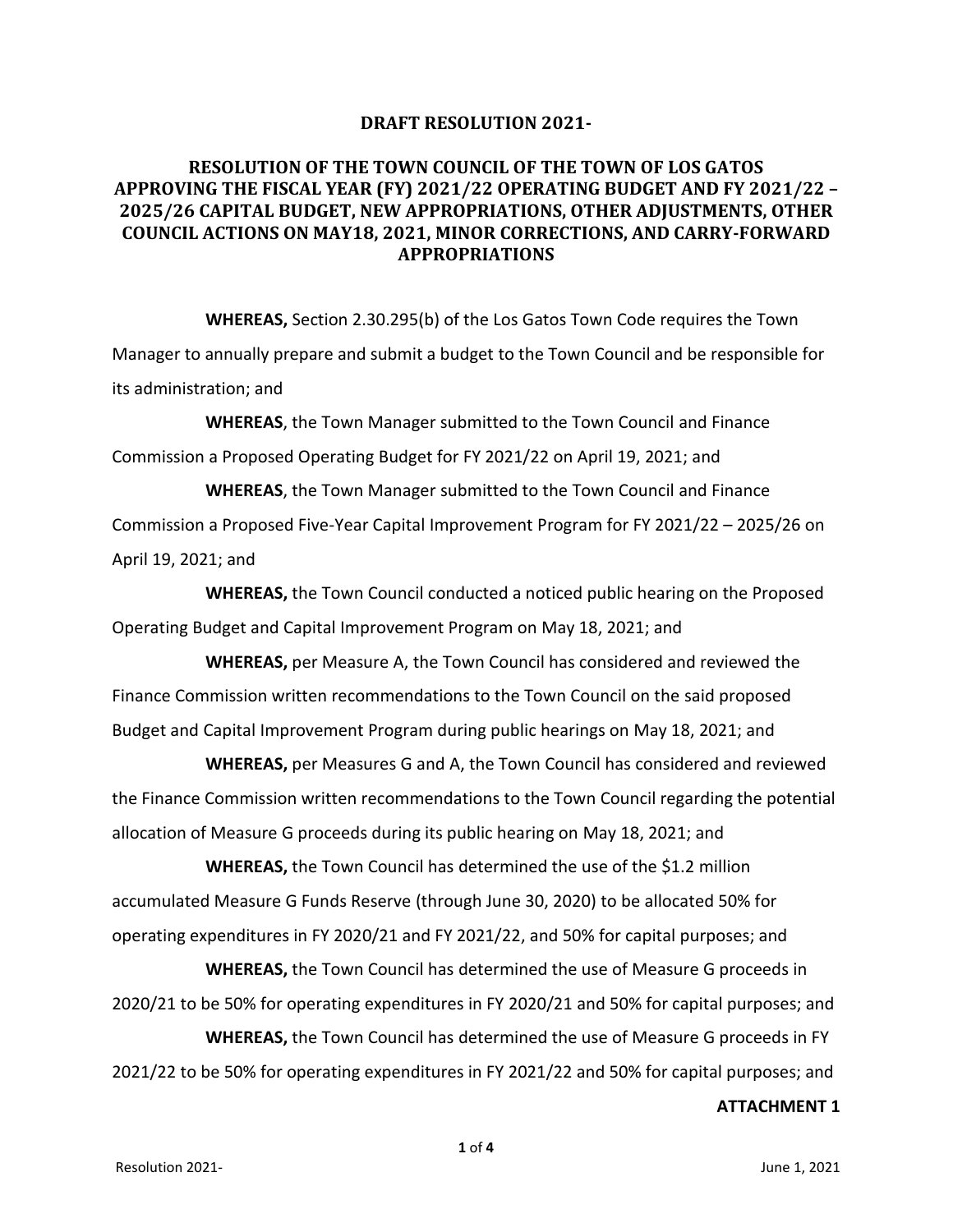**DRAFT RESOLUTION 2021-**

**RESOLUTION OF THE TOWN COUNCIL OF THE TOWN OF LOS GATOS APPROVING THE FISCAL YEAR (FY) 2021/22 OPERATING BUDGET AND FY 2021/22 – 2025/26 CAPITAL BUDGET, NEW APPROPRIATIONS, OTHER ADJUSTMENTS, OTHER COUNCIL ACTIONS ON MAY18, 2021, MINOR CORRECTIONS, AND CARRY-FORWARD APPROPRIATIONS**

**WHEREAS,** Section 2.30.295(b) of the Los Gatos Town Code requires the Town Manager to annually prepare and submit a budget to the Town Council and be responsible for its administration; and

**WHEREAS**, the Town Manager submitted to the Town Council and Finance Commission a Proposed Operating Budget for FY 2021/22 on April 19, 2021; and

**WHEREAS**, the Town Manager submitted to the Town Council and Finance Commission a Proposed Five-Year Capital Improvement Program for FY 2021/22 – 2025/26 on April 19, 2021; and

**WHEREAS,** the Town Council conducted a noticed public hearing on the Proposed Operating Budget and Capital Improvement Program on May 18, 2021; and

**WHEREAS,** per Measure A, the Town Council has considered and reviewed the Finance Commission written recommendations to the Town Council on the said proposed Budget and Capital Improvement Program during public hearings on May 18, 2021; and

**WHEREAS,** per Measures G and A, the Town Council has considered and reviewed the Finance Commission written recommendations to the Town Council regarding the potential allocation of Measure G proceeds during its public hearing on May 18, 2021; and

**WHEREAS,** the Town Council has determined the use of the $1.2 million accumulated Measure G Funds Reserve (through June 30, 2020) to be allocated 50% for operating expenditures in FY 2020/21 and FY 2021/22, and 50% for capital purposes; and

**WHEREAS,** the Town Council has determined the use of Measure G proceeds in 2020/21 to be 50% for operating expenditures in FY 2020/21 and 50% for capital purposes; and

**WHEREAS,** the Town Council has determined the use of Measure G proceeds in FY 2021/22 to be 50% for operating expenditures in FY 2021/22 and 50% for capital purposes; and

**ATTACHMENT 1**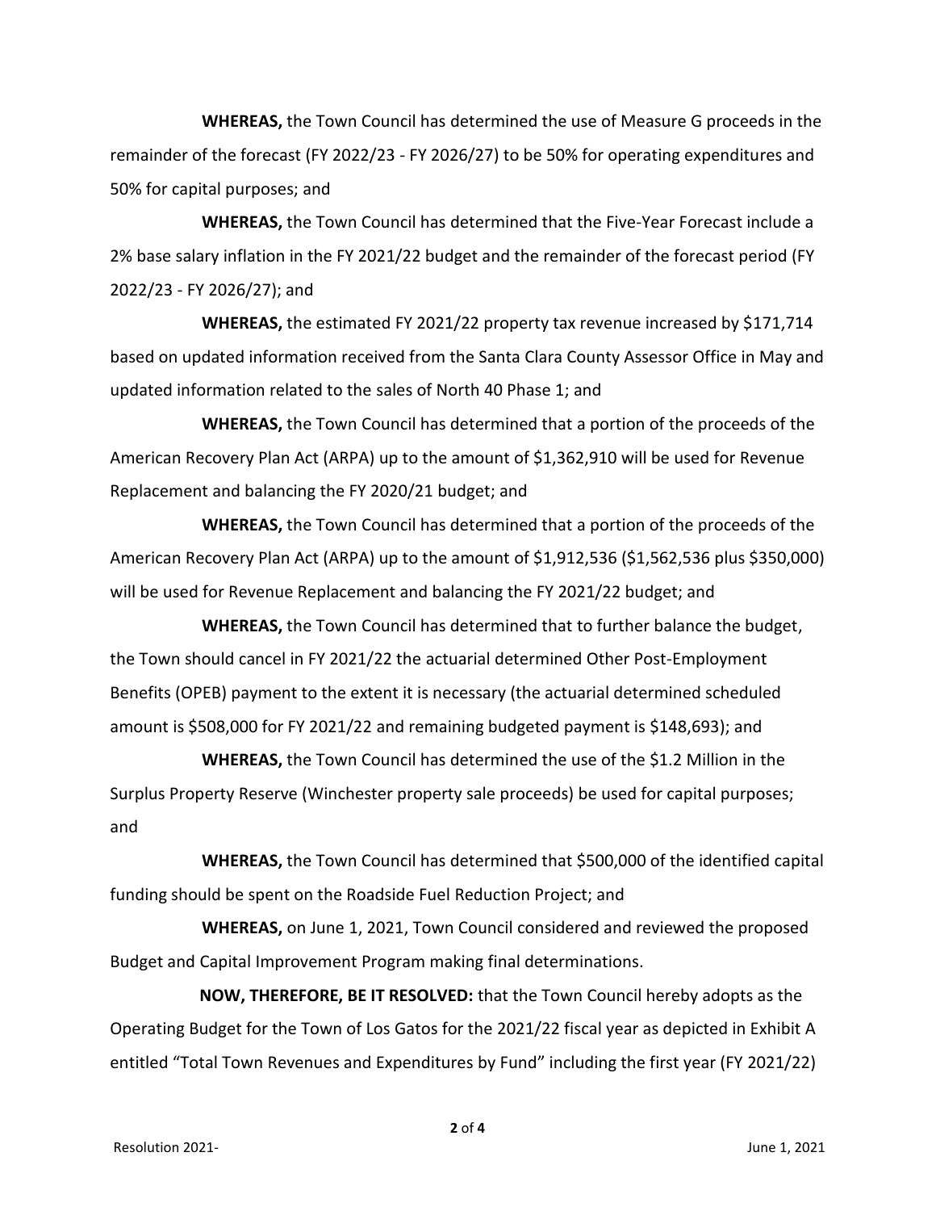**WHEREAS,** the Town Council has determined the use of Measure G proceeds in the remainder of the forecast (FY 2022/23 - FY 2026/27) to be 50% for operating expenditures and 50% for capital purposes; and

**WHEREAS,** the Town Council has determined that the Five-Year Forecast include a 2% base salary inflation in the FY 2021/22 budget and the remainder of the forecast period (FY 2022/23 - FY 2026/27); and

**WHEREAS,** the estimated FY 2021/22 property tax revenue increased by $171,714 based on updated information received from the Santa Clara County Assessor Office in May and updated information related to the sales of North 40 Phase 1; and

**WHEREAS,** the Town Council has determined that a portion of the proceeds of the American Recovery Plan Act (ARPA) up to the amount of $1,362,910 will be used for Revenue Replacement and balancing the FY 2020/21 budget; and

**WHEREAS,** the Town Council has determined that a portion of the proceeds of the American Recovery Plan Act (ARPA) up to the amount of $1,912,536 ($1,562,536 plus $350,000) will be used for Revenue Replacement and balancing the FY 2021/22 budget; and

**WHEREAS,** the Town Council has determined that to further balance the budget, the Town should cancel in FY 2021/22 the actuarial determined Other Post-Employment Benefits (OPEB) payment to the extent it is necessary (the actuarial determined scheduled amount is $508,000 for FY 2021/22 and remaining budgeted payment is $148,693); and

**WHEREAS,** the Town Council has determined the use of the $1.2 Million in the Surplus Property Reserve (Winchester property sale proceeds) be used for capital purposes; and

**WHEREAS,** the Town Council has determined that $500,000 of the identified capital funding should be spent on the Roadside Fuel Reduction Project; and

**WHEREAS,** on June 1, 2021, Town Council considered and reviewed the proposed Budget and Capital Improvement Program making final determinations.

**NOW, THEREFORE, BE IT RESOLVED:** that the Town Council hereby adopts as the Operating Budget for the Town of Los Gatos for the 2021/22 fiscal year as depicted in Exhibit A entitled "Total Town Revenues and Expenditures by Fund" including the first year (FY 2021/22)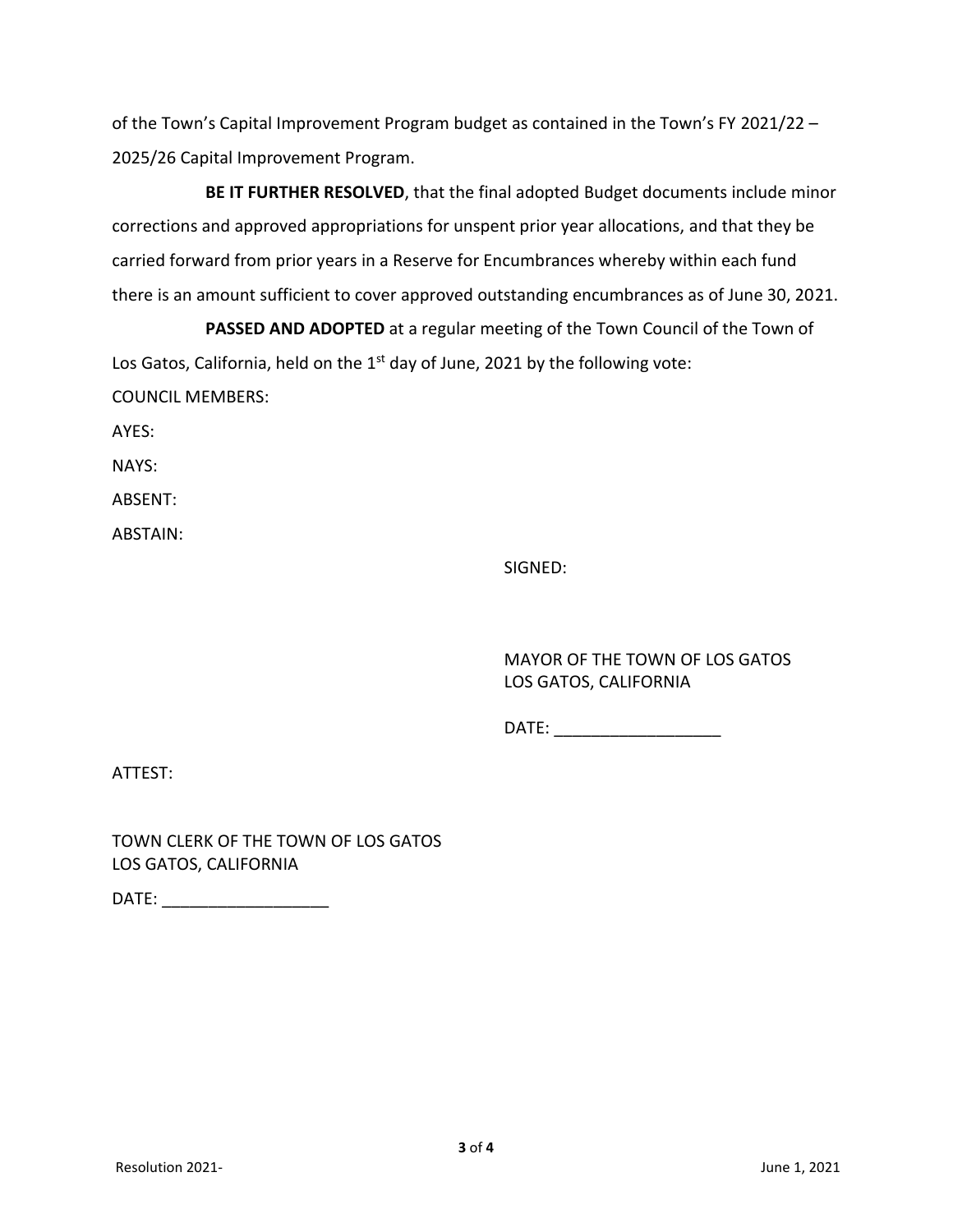of the Town's Capital Improvement Program budget as contained in the Town's FY 2021/22 – 2025/26 Capital Improvement Program.

**BE IT FURTHER RESOLVED**, that the final adopted Budget documents include minor corrections and approved appropriations for unspent prior year allocations, and that they be carried forward from prior years in a Reserve for Encumbrances whereby within each fund there is an amount sufficient to cover approved outstanding encumbrances as of June 30, 2021.

**PASSED AND ADOPTED** at a regular meeting of the Town Council of the Town of Los Gatos, California, held on the 1st day of June, 2021 by the following vote:

COUNCIL MEMBERS:

AYES:

NAYS:

ABSENT:

ABSTAIN:

SIGNED:

MAYOR OF THE TOWN OF LOS GATOS
LOS GATOS, CALIFORNIA

DATE: __________________

ATTEST:

TOWN CLERK OF THE TOWN OF LOS GATOS
LOS GATOS, CALIFORNIA

DATE: __________________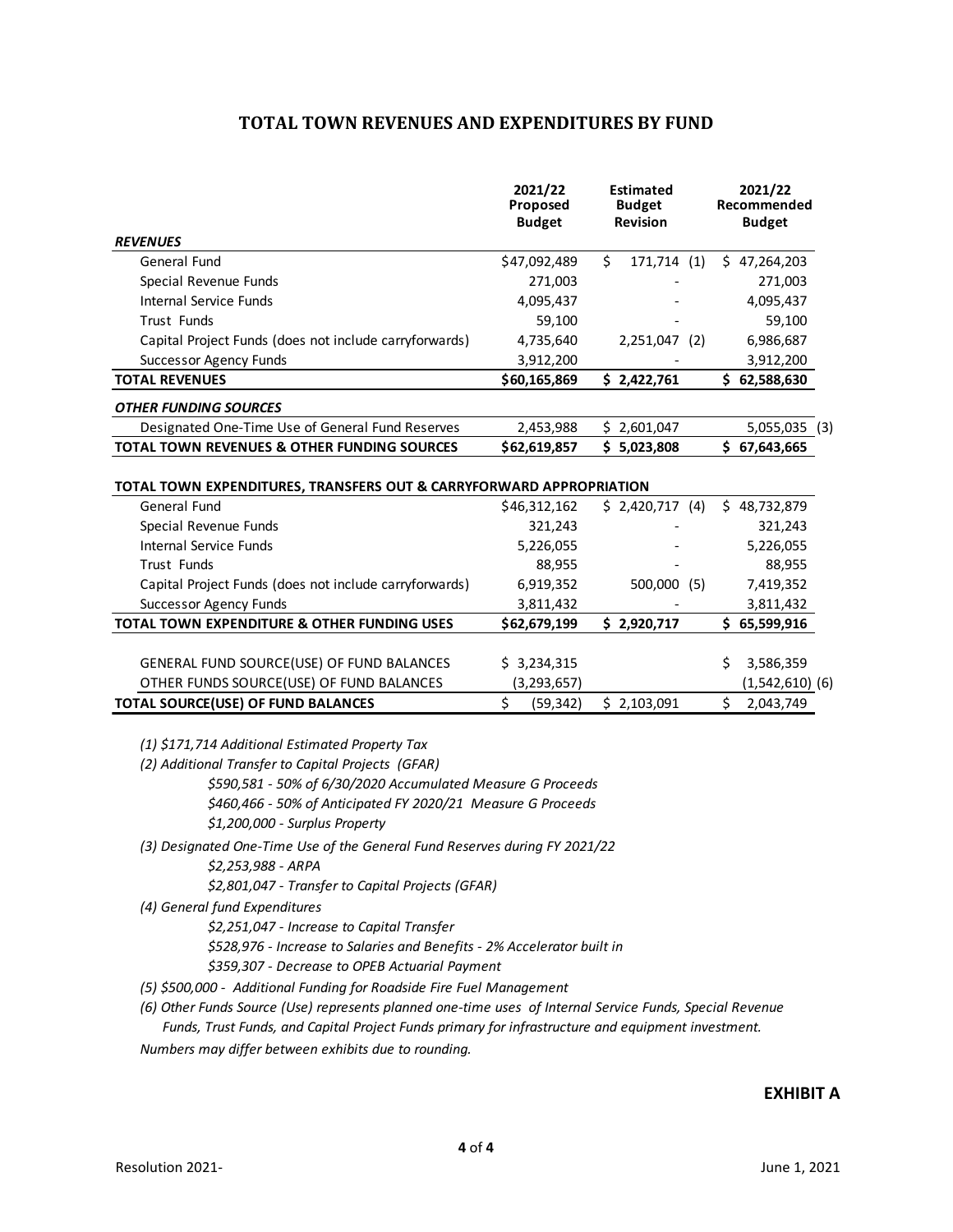## TOTAL TOWN REVENUES AND EXPENDITURES BY FUND

| | 2021/22 Proposed Budget | Estimated Budget Revision | 2021/22 Recommended Budget |
|---|---|---|---|
| ***REVENUES*** | | | |
| General Fund | $47,092,489 | $ 171,714 (1) | $ 47,264,203 |
| Special Revenue Funds | 271,003 | - | 271,003 |
| Internal Service Funds | 4,095,437 | - | 4,095,437 |
| Trust Funds | 59,100 | - | 59,100 |
| Capital Project Funds (does not include carryforwards) | 4,735,640 | 2,251,047 (2) | 6,986,687 |
| Successor Agency Funds | 3,912,200 | - | 3,912,200 |
| **TOTAL REVENUES** | **$60,165,869** | **$ 2,422,761** | **$ 62,588,630** |
| ***OTHER FUNDING SOURCES*** | | | |
| Designated One-Time Use of General Fund Reserves | 2,453,988 | $ 2,601,047 | 5,055,035 (3) |
| **TOTAL TOWN REVENUES & OTHER FUNDING SOURCES** | **$62,619,857** | **$ 5,023,808** | **$ 67,643,665** |
| **TOTAL TOWN EXPENDITURES, TRANSFERS OUT & CARRYFORWARD APPROPRIATION** | | | |
| General Fund | $46,312,162 | $ 2,420,717 (4) | $ 48,732,879 |
| Special Revenue Funds | 321,243 | - | 321,243 |
| Internal Service Funds | 5,226,055 | - | 5,226,055 |
| Trust Funds | 88,955 | - | 88,955 |
| Capital Project Funds (does not include carryforwards) | 6,919,352 | 500,000 (5) | 7,419,352 |
| Successor Agency Funds | 3,811,432 | - | 3,811,432 |
| **TOTAL TOWN EXPENDITURE & OTHER FUNDING USES** | **$62,679,199** | **$ 2,920,717** | **$ 65,599,916** |
| GENERAL FUND SOURCE(USE) OF FUND BALANCES | $ 3,234,315 | | $ 3,586,359 |
| OTHER FUNDS SOURCE(USE) OF FUND BALANCES | (3,293,657) | | (1,542,610) (6) |
| **TOTAL SOURCE(USE) OF FUND BALANCES** | **$ (59,342)** | **$ 2,103,091** | **$ 2,043,749** |

*(1) $171,714 Additional Estimated Property Tax*

*(2) Additional Transfer to Capital Projects (GFAR)*

*$590,581 - 50% of 6/30/2020 Accumulated Measure G Proceeds*

*$460,466 - 50% of Anticipated FY 2020/21 Measure G Proceeds*

*$1,200,000 - Surplus Property*

*(3) Designated One-Time Use of the General Fund Reserves during FY 2021/22*

*$2,253,988 - ARPA*

*$2,801,047 - Transfer to Capital Projects (GFAR)*

*(4) General fund Expenditures*

*$2,251,047 - Increase to Capital Transfer*

*$528,976 - Increase to Salaries and Benefits - 2% Accelerator built in*

*$359,307 - Decrease to OPEB Actuarial Payment*

*(5) $500,000 - Additional Funding for Roadside Fire Fuel Management*

*(6) Other Funds Source (Use) represents planned one-time uses of Internal Service Funds, Special Revenue Funds, Trust Funds, and Capital Project Funds primary for infrastructure and equipment investment.*

*Numbers may differ between exhibits due to rounding.*

**EXHIBIT A**

Resolution 2021-

June 1, 2021